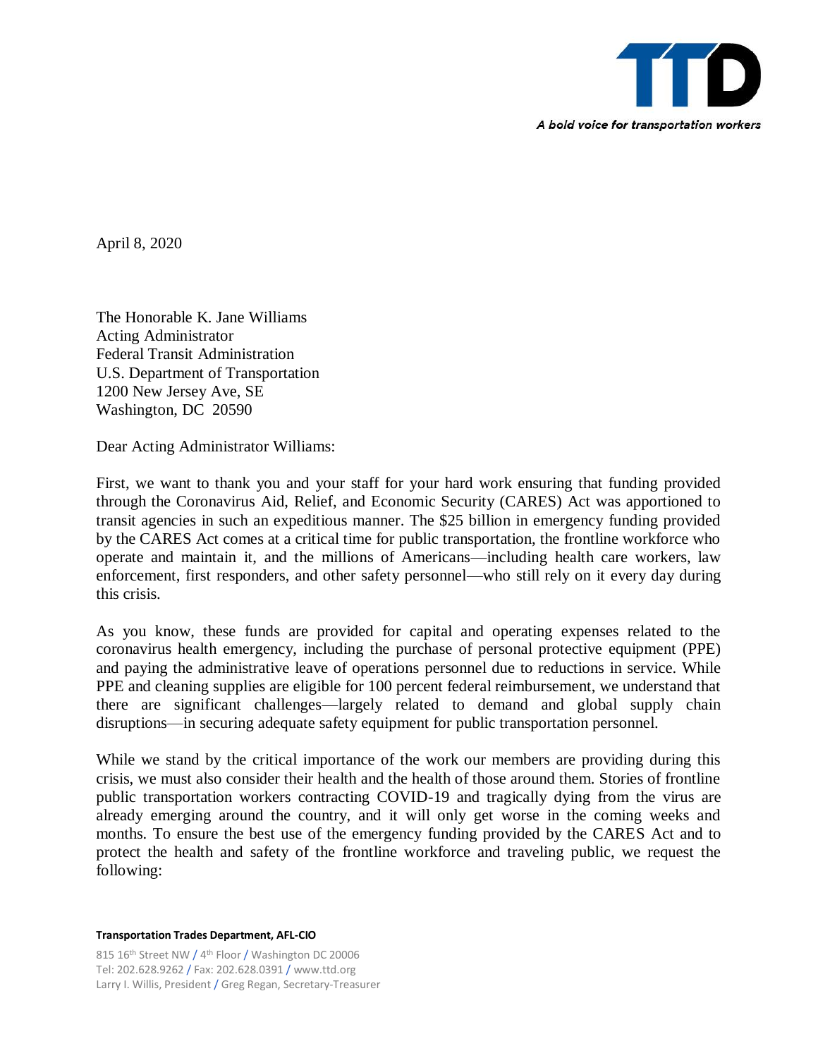TTD

*A bold voice for transportation workers*

April 8, 2020

The Honorable K. Jane Williams
Acting Administrator
Federal Transit Administration
U.S. Department of Transportation
1200 New Jersey Ave, SE
Washington, DC 20590

Dear Acting Administrator Williams:

First, we want to thank you and your staff for your hard work ensuring that funding provided through the Coronavirus Aid, Relief, and Economic Security (CARES) Act was apportioned to transit agencies in such an expeditious manner. The $25 billion in emergency funding provided by the CARES Act comes at a critical time for public transportation, the frontline workforce who operate and maintain it, and the millions of Americans—including health care workers, law enforcement, first responders, and other safety personnel—who still rely on it every day during this crisis.

As you know, these funds are provided for capital and operating expenses related to the coronavirus health emergency, including the purchase of personal protective equipment (PPE) and paying the administrative leave of operations personnel due to reductions in service. While PPE and cleaning supplies are eligible for 100 percent federal reimbursement, we understand that there are significant challenges—largely related to demand and global supply chain disruptions—in securing adequate safety equipment for public transportation personnel.

While we stand by the critical importance of the work our members are providing during this crisis, we must also consider their health and the health of those around them. Stories of frontline public transportation workers contracting COVID-19 and tragically dying from the virus are already emerging around the country, and it will only get worse in the coming weeks and months. To ensure the best use of the emergency funding provided by the CARES Act and to protect the health and safety of the frontline workforce and traveling public, we request the following:

**Transportation Trades Department, AFL-CIO**

815 16th Street NW / 4th Floor / Washington DC 20006
Tel: 202.628.9262 / Fax: 202.628.0391 / www.ttd.org
Larry I. Willis, President / Greg Regan, Secretary-Treasurer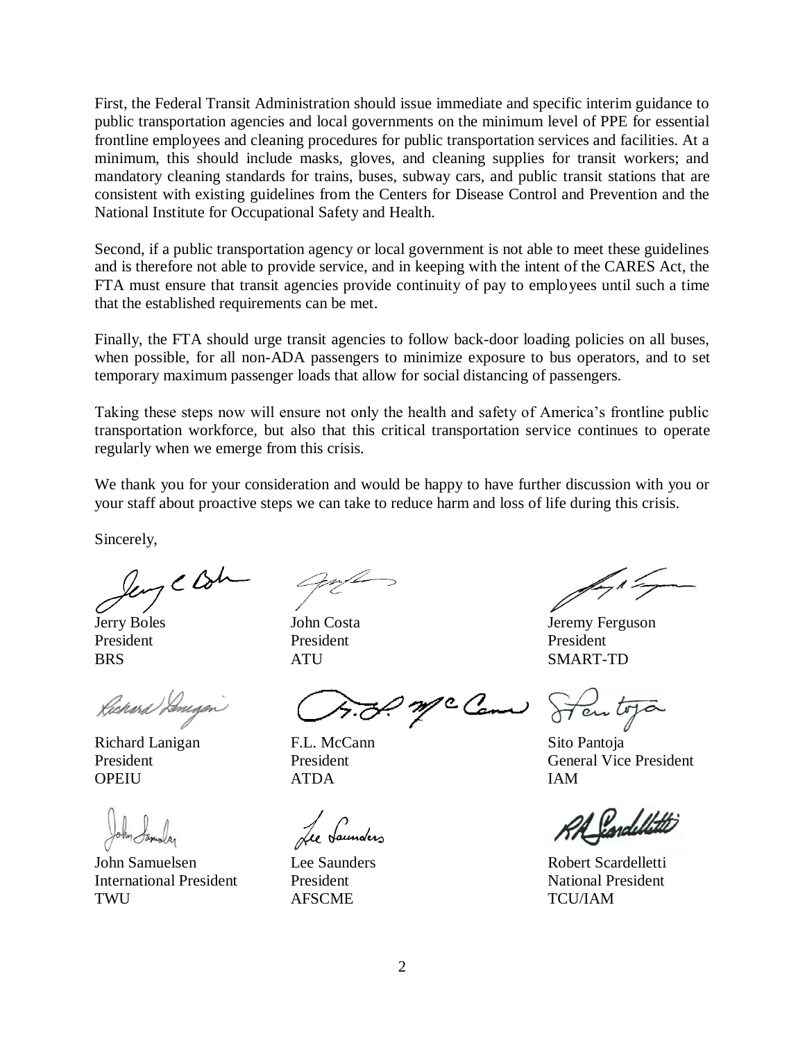First, the Federal Transit Administration should issue immediate and specific interim guidance to public transportation agencies and local governments on the minimum level of PPE for essential frontline employees and cleaning procedures for public transportation services and facilities. At a minimum, this should include masks, gloves, and cleaning supplies for transit workers; and mandatory cleaning standards for trains, buses, subway cars, and public transit stations that are consistent with existing guidelines from the Centers for Disease Control and Prevention and the National Institute for Occupational Safety and Health.

Second, if a public transportation agency or local government is not able to meet these guidelines and is therefore not able to provide service, and in keeping with the intent of the CARES Act, the FTA must ensure that transit agencies provide continuity of pay to employees until such a time that the established requirements can be met.

Finally, the FTA should urge transit agencies to follow back-door loading policies on all buses, when possible, for all non-ADA passengers to minimize exposure to bus operators, and to set temporary maximum passenger loads that allow for social distancing of passengers.

Taking these steps now will ensure not only the health and safety of America's frontline public transportation workforce, but also that this critical transportation service continues to operate regularly when we emerge from this crisis.

We thank you for your consideration and would be happy to have further discussion with you or your staff about proactive steps we can take to reduce harm and loss of life during this crisis.

Sincerely,

Jerry Boles
President
BRS

John Costa
President
ATU

Jeremy Ferguson
President
SMART-TD

Richard Lanigan
President
OPEIU

F.L. McCann
President
ATDA

Sito Pantoja
General Vice President
IAM

John Samuelsen
International President
TWU

Lee Saunders
President
AFSCME

Robert Scardelletti
National President
TCU/IAM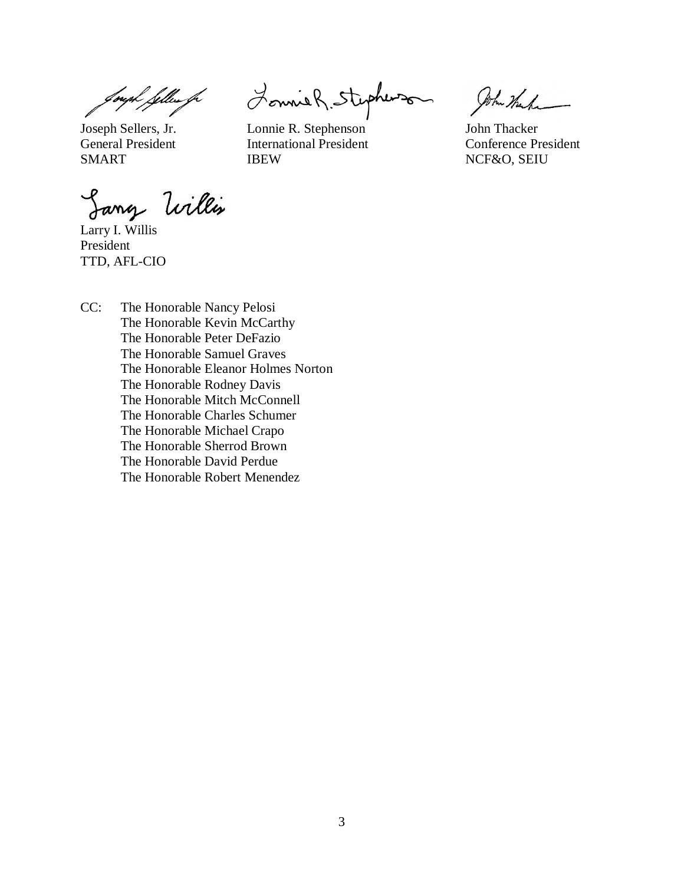Joseph Sellers, Jr.
General President
SMART

Lonnie R. Stephenson
International President
IBEW

John Thacker
Conference President
NCF&O, SEIU

Larry I. Willis
President
TTD, AFL-CIO

CC: The Honorable Nancy Pelosi
The Honorable Kevin McCarthy
The Honorable Peter DeFazio
The Honorable Samuel Graves
The Honorable Eleanor Holmes Norton
The Honorable Rodney Davis
The Honorable Mitch McConnell
The Honorable Charles Schumer
The Honorable Michael Crapo
The Honorable Sherrod Brown
The Honorable David Perdue
The Honorable Robert Menendez